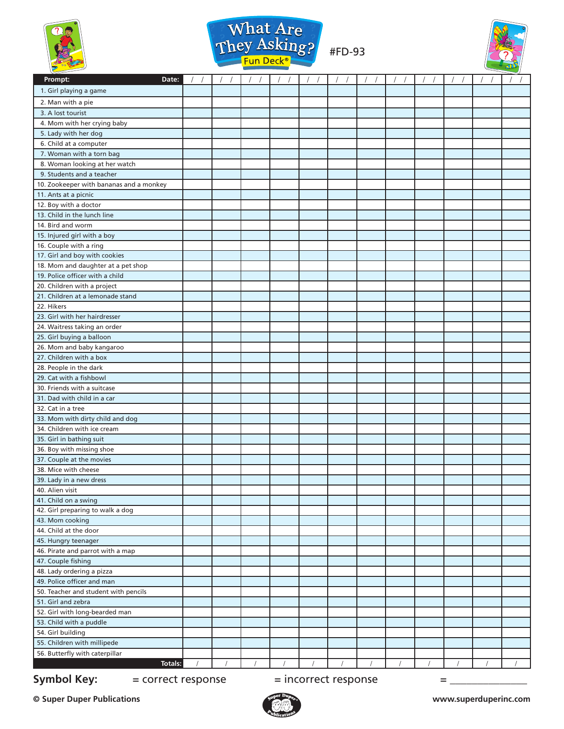# What Are They Asking? Fun Deck® #FD-93

| Prompt: Date: | / / | / / | / / | / / | / / | / / | / / | / / | / / | / / | / / | / / |
|---|---|---|---|---|---|---|---|---|---|---|---|---|
| 1. Girl playing a game | | | | | | | | | | | | |
| 2. Man with a pie | | | | | | | | | | | | |
| 3. A lost tourist | | | | | | | | | | | | |
| 4. Mom with her crying baby | | | | | | | | | | | | |
| 5. Lady with her dog | | | | | | | | | | | | |
| 6. Child at a computer | | | | | | | | | | | | |
| 7. Woman with a torn bag | | | | | | | | | | | | |
| 8. Woman looking at her watch | | | | | | | | | | | | |
| 9. Students and a teacher | | | | | | | | | | | | |
| 10. Zookeeper with bananas and a monkey | | | | | | | | | | | | |
| 11. Ants at a picnic | | | | | | | | | | | | |
| 12. Boy with a doctor | | | | | | | | | | | | |
| 13. Child in the lunch line | | | | | | | | | | | | |
| 14. Bird and worm | | | | | | | | | | | | |
| 15. Injured girl with a boy | | | | | | | | | | | | |
| 16. Couple with a ring | | | | | | | | | | | | |
| 17. Girl and boy with cookies | | | | | | | | | | | | |
| 18. Mom and daughter at a pet shop | | | | | | | | | | | | |
| 19. Police officer with a child | | | | | | | | | | | | |
| 20. Children with a project | | | | | | | | | | | | |
| 21. Children at a lemonade stand | | | | | | | | | | | | |
| 22. Hikers | | | | | | | | | | | | |
| 23. Girl with her hairdresser | | | | | | | | | | | | |
| 24. Waitress taking an order | | | | | | | | | | | | |
| 25. Girl buying a balloon | | | | | | | | | | | | |
| 26. Mom and baby kangaroo | | | | | | | | | | | | |
| 27. Children with a box | | | | | | | | | | | | |
| 28. People in the dark | | | | | | | | | | | | |
| 29. Cat with a fishbowl | | | | | | | | | | | | |
| 30. Friends with a suitcase | | | | | | | | | | | | |
| 31. Dad with child in a car | | | | | | | | | | | | |
| 32. Cat in a tree | | | | | | | | | | | | |
| 33. Mom with dirty child and dog | | | | | | | | | | | | |
| 34. Children with ice cream | | | | | | | | | | | | |
| 35. Girl in bathing suit | | | | | | | | | | | | |
| 36. Boy with missing shoe | | | | | | | | | | | | |
| 37. Couple at the movies | | | | | | | | | | | | |
| 38. Mice with cheese | | | | | | | | | | | | |
| 39. Lady in a new dress | | | | | | | | | | | | |
| 40. Alien visit | | | | | | | | | | | | |
| 41. Child on a swing | | | | | | | | | | | | |
| 42. Girl preparing to walk a dog | | | | | | | | | | | | |
| 43. Mom cooking | | | | | | | | | | | | |
| 44. Child at the door | | | | | | | | | | | | |
| 45. Hungry teenager | | | | | | | | | | | | |
| 46. Pirate and parrot with a map | | | | | | | | | | | | |
| 47. Couple fishing | | | | | | | | | | | | |
| 48. Lady ordering a pizza | | | | | | | | | | | | |
| 49. Police officer and man | | | | | | | | | | | | |
| 50. Teacher and student with pencils | | | | | | | | | | | | |
| 51. Girl and zebra | | | | | | | | | | | | |
| 52. Girl with long-bearded man | | | | | | | | | | | | |
| 53. Child with a puddle | | | | | | | | | | | | |
| 54. Girl building | | | | | | | | | | | | |
| 55. Children with millipede | | | | | | | | | | | | |
| 56. Butterfly with caterpillar | | | | | | | | | | | | |
| Totals: | / | / | / | / | / | / | / | / | / | / | / | / |

**Symbol Key:** = correct response = incorrect response = _______________

**© Super Duper Publications** **www.superduperinc.com**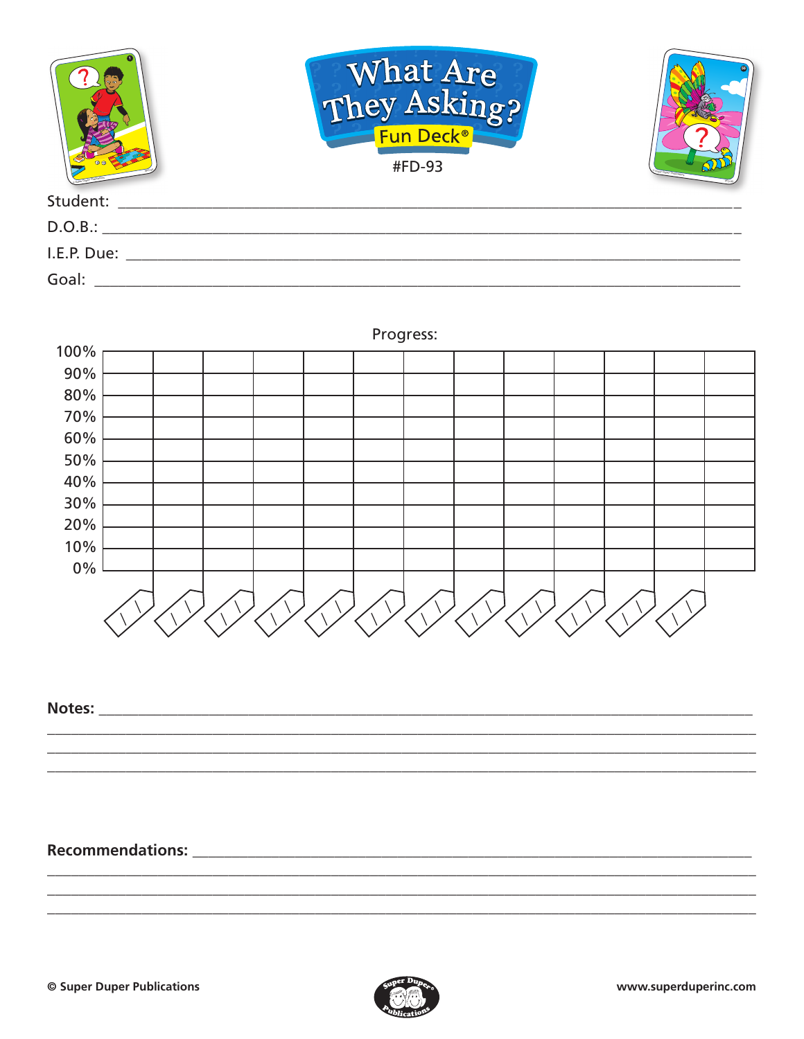# What Are They Asking? Fun Deck®

#FD-93

Student: ___________________________________________

D.O.B.: ___________________________________________

I.E.P. Due: ___________________________________________

Goal: ___________________________________________

Progress:

100%
90%
80%
70%
60%
50%
40%
30%
20%
10%
0%

**Notes:** ___________________________________________

___________________________________________

___________________________________________

___________________________________________

**Recommendations:** ___________________________________________

___________________________________________

___________________________________________

___________________________________________

**© Super Duper Publications** **www.superduperinc.com**